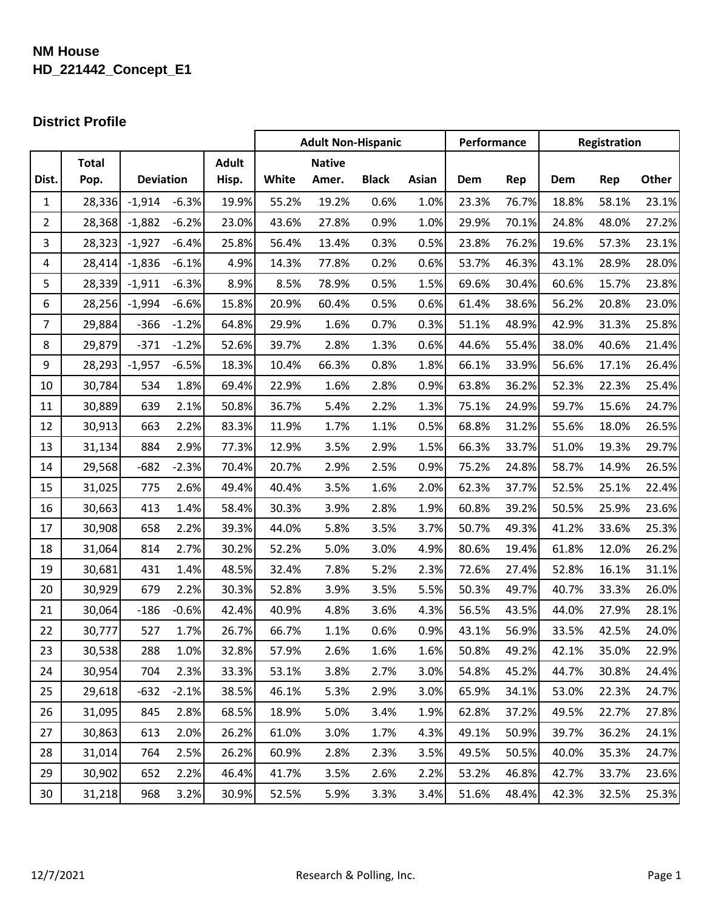**NM House**
**HD_221442_Concept_E1**

### District Profile

| | | | | | Adult Non-Hispanic | | | | Performance | | Registration | | |
|---|---|---|---|---|---|---|---|---|---|---|---|---|---|
| Dist. | Total Pop. | Deviation | | Adult Hisp. | White | Native Amer. | Black | Asian | Dem | Rep | Dem | Rep | Other |
| 1 | 28,336 | -1,914 | -6.3% | 19.9% | 55.2% | 19.2% | 0.6% | 1.0% | 23.3% | 76.7% | 18.8% | 58.1% | 23.1% |
| 2 | 28,368 | -1,882 | -6.2% | 23.0% | 43.6% | 27.8% | 0.9% | 1.0% | 29.9% | 70.1% | 24.8% | 48.0% | 27.2% |
| 3 | 28,323 | -1,927 | -6.4% | 25.8% | 56.4% | 13.4% | 0.3% | 0.5% | 23.8% | 76.2% | 19.6% | 57.3% | 23.1% |
| 4 | 28,414 | -1,836 | -6.1% | 4.9% | 14.3% | 77.8% | 0.2% | 0.6% | 53.7% | 46.3% | 43.1% | 28.9% | 28.0% |
| 5 | 28,339 | -1,911 | -6.3% | 8.9% | 8.5% | 78.9% | 0.5% | 1.5% | 69.6% | 30.4% | 60.6% | 15.7% | 23.8% |
| 6 | 28,256 | -1,994 | -6.6% | 15.8% | 20.9% | 60.4% | 0.5% | 0.6% | 61.4% | 38.6% | 56.2% | 20.8% | 23.0% |
| 7 | 29,884 | -366 | -1.2% | 64.8% | 29.9% | 1.6% | 0.7% | 0.3% | 51.1% | 48.9% | 42.9% | 31.3% | 25.8% |
| 8 | 29,879 | -371 | -1.2% | 52.6% | 39.7% | 2.8% | 1.3% | 0.6% | 44.6% | 55.4% | 38.0% | 40.6% | 21.4% |
| 9 | 28,293 | -1,957 | -6.5% | 18.3% | 10.4% | 66.3% | 0.8% | 1.8% | 66.1% | 33.9% | 56.6% | 17.1% | 26.4% |
| 10 | 30,784 | 534 | 1.8% | 69.4% | 22.9% | 1.6% | 2.8% | 0.9% | 63.8% | 36.2% | 52.3% | 22.3% | 25.4% |
| 11 | 30,889 | 639 | 2.1% | 50.8% | 36.7% | 5.4% | 2.2% | 1.3% | 75.1% | 24.9% | 59.7% | 15.6% | 24.7% |
| 12 | 30,913 | 663 | 2.2% | 83.3% | 11.9% | 1.7% | 1.1% | 0.5% | 68.8% | 31.2% | 55.6% | 18.0% | 26.5% |
| 13 | 31,134 | 884 | 2.9% | 77.3% | 12.9% | 3.5% | 2.9% | 1.5% | 66.3% | 33.7% | 51.0% | 19.3% | 29.7% |
| 14 | 29,568 | -682 | -2.3% | 70.4% | 20.7% | 2.9% | 2.5% | 0.9% | 75.2% | 24.8% | 58.7% | 14.9% | 26.5% |
| 15 | 31,025 | 775 | 2.6% | 49.4% | 40.4% | 3.5% | 1.6% | 2.0% | 62.3% | 37.7% | 52.5% | 25.1% | 22.4% |
| 16 | 30,663 | 413 | 1.4% | 58.4% | 30.3% | 3.9% | 2.8% | 1.9% | 60.8% | 39.2% | 50.5% | 25.9% | 23.6% |
| 17 | 30,908 | 658 | 2.2% | 39.3% | 44.0% | 5.8% | 3.5% | 3.7% | 50.7% | 49.3% | 41.2% | 33.6% | 25.3% |
| 18 | 31,064 | 814 | 2.7% | 30.2% | 52.2% | 5.0% | 3.0% | 4.9% | 80.6% | 19.4% | 61.8% | 12.0% | 26.2% |
| 19 | 30,681 | 431 | 1.4% | 48.5% | 32.4% | 7.8% | 5.2% | 2.3% | 72.6% | 27.4% | 52.8% | 16.1% | 31.1% |
| 20 | 30,929 | 679 | 2.2% | 30.3% | 52.8% | 3.9% | 3.5% | 5.5% | 50.3% | 49.7% | 40.7% | 33.3% | 26.0% |
| 21 | 30,064 | -186 | -0.6% | 42.4% | 40.9% | 4.8% | 3.6% | 4.3% | 56.5% | 43.5% | 44.0% | 27.9% | 28.1% |
| 22 | 30,777 | 527 | 1.7% | 26.7% | 66.7% | 1.1% | 0.6% | 0.9% | 43.1% | 56.9% | 33.5% | 42.5% | 24.0% |
| 23 | 30,538 | 288 | 1.0% | 32.8% | 57.9% | 2.6% | 1.6% | 1.6% | 50.8% | 49.2% | 42.1% | 35.0% | 22.9% |
| 24 | 30,954 | 704 | 2.3% | 33.3% | 53.1% | 3.8% | 2.7% | 3.0% | 54.8% | 45.2% | 44.7% | 30.8% | 24.4% |
| 25 | 29,618 | -632 | -2.1% | 38.5% | 46.1% | 5.3% | 2.9% | 3.0% | 65.9% | 34.1% | 53.0% | 22.3% | 24.7% |
| 26 | 31,095 | 845 | 2.8% | 68.5% | 18.9% | 5.0% | 3.4% | 1.9% | 62.8% | 37.2% | 49.5% | 22.7% | 27.8% |
| 27 | 30,863 | 613 | 2.0% | 26.2% | 61.0% | 3.0% | 1.7% | 4.3% | 49.1% | 50.9% | 39.7% | 36.2% | 24.1% |
| 28 | 31,014 | 764 | 2.5% | 26.2% | 60.9% | 2.8% | 2.3% | 3.5% | 49.5% | 50.5% | 40.0% | 35.3% | 24.7% |
| 29 | 30,902 | 652 | 2.2% | 46.4% | 41.7% | 3.5% | 2.6% | 2.2% | 53.2% | 46.8% | 42.7% | 33.7% | 23.6% |
| 30 | 31,218 | 968 | 3.2% | 30.9% | 52.5% | 5.9% | 3.3% | 3.4% | 51.6% | 48.4% | 42.3% | 32.5% | 25.3% |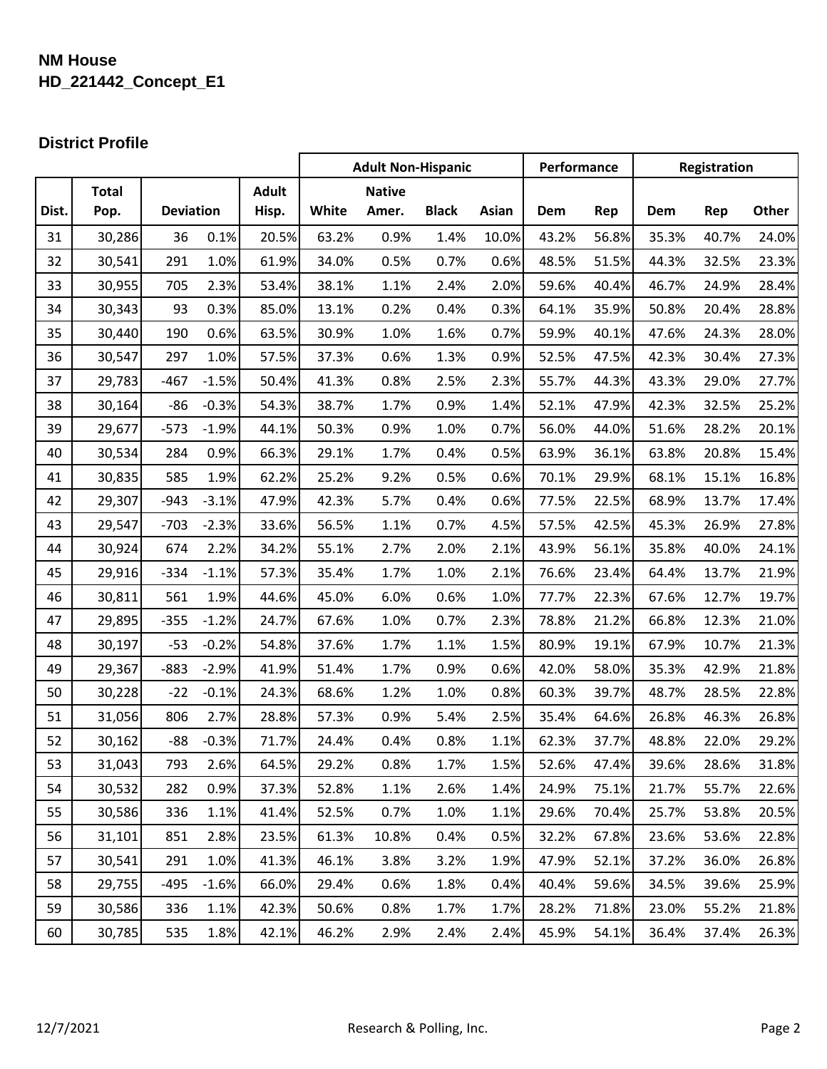**NM House**
**HD_221442_Concept_E1**

### District Profile

| | | | | | Adult Non-Hispanic | | | | Performance | | Registration | | |
|---|---|---|---|---|---|---|---|---|---|---|---|---|---|
| Dist. | Total Pop. | Deviation | | Adult Hisp. | White | Native Amer. | Black | Asian | Dem | Rep | Dem | Rep | Other |
| 31 | 30,286 | 36 | 0.1% | 20.5% | 63.2% | 0.9% | 1.4% | 10.0% | 43.2% | 56.8% | 35.3% | 40.7% | 24.0% |
| 32 | 30,541 | 291 | 1.0% | 61.9% | 34.0% | 0.5% | 0.7% | 0.6% | 48.5% | 51.5% | 44.3% | 32.5% | 23.3% |
| 33 | 30,955 | 705 | 2.3% | 53.4% | 38.1% | 1.1% | 2.4% | 2.0% | 59.6% | 40.4% | 46.7% | 24.9% | 28.4% |
| 34 | 30,343 | 93 | 0.3% | 85.0% | 13.1% | 0.2% | 0.4% | 0.3% | 64.1% | 35.9% | 50.8% | 20.4% | 28.8% |
| 35 | 30,440 | 190 | 0.6% | 63.5% | 30.9% | 1.0% | 1.6% | 0.7% | 59.9% | 40.1% | 47.6% | 24.3% | 28.0% |
| 36 | 30,547 | 297 | 1.0% | 57.5% | 37.3% | 0.6% | 1.3% | 0.9% | 52.5% | 47.5% | 42.3% | 30.4% | 27.3% |
| 37 | 29,783 | -467 | -1.5% | 50.4% | 41.3% | 0.8% | 2.5% | 2.3% | 55.7% | 44.3% | 43.3% | 29.0% | 27.7% |
| 38 | 30,164 | -86 | -0.3% | 54.3% | 38.7% | 1.7% | 0.9% | 1.4% | 52.1% | 47.9% | 42.3% | 32.5% | 25.2% |
| 39 | 29,677 | -573 | -1.9% | 44.1% | 50.3% | 0.9% | 1.0% | 0.7% | 56.0% | 44.0% | 51.6% | 28.2% | 20.1% |
| 40 | 30,534 | 284 | 0.9% | 66.3% | 29.1% | 1.7% | 0.4% | 0.5% | 63.9% | 36.1% | 63.8% | 20.8% | 15.4% |
| 41 | 30,835 | 585 | 1.9% | 62.2% | 25.2% | 9.2% | 0.5% | 0.6% | 70.1% | 29.9% | 68.1% | 15.1% | 16.8% |
| 42 | 29,307 | -943 | -3.1% | 47.9% | 42.3% | 5.7% | 0.4% | 0.6% | 77.5% | 22.5% | 68.9% | 13.7% | 17.4% |
| 43 | 29,547 | -703 | -2.3% | 33.6% | 56.5% | 1.1% | 0.7% | 4.5% | 57.5% | 42.5% | 45.3% | 26.9% | 27.8% |
| 44 | 30,924 | 674 | 2.2% | 34.2% | 55.1% | 2.7% | 2.0% | 2.1% | 43.9% | 56.1% | 35.8% | 40.0% | 24.1% |
| 45 | 29,916 | -334 | -1.1% | 57.3% | 35.4% | 1.7% | 1.0% | 2.1% | 76.6% | 23.4% | 64.4% | 13.7% | 21.9% |
| 46 | 30,811 | 561 | 1.9% | 44.6% | 45.0% | 6.0% | 0.6% | 1.0% | 77.7% | 22.3% | 67.6% | 12.7% | 19.7% |
| 47 | 29,895 | -355 | -1.2% | 24.7% | 67.6% | 1.0% | 0.7% | 2.3% | 78.8% | 21.2% | 66.8% | 12.3% | 21.0% |
| 48 | 30,197 | -53 | -0.2% | 54.8% | 37.6% | 1.7% | 1.1% | 1.5% | 80.9% | 19.1% | 67.9% | 10.7% | 21.3% |
| 49 | 29,367 | -883 | -2.9% | 41.9% | 51.4% | 1.7% | 0.9% | 0.6% | 42.0% | 58.0% | 35.3% | 42.9% | 21.8% |
| 50 | 30,228 | -22 | -0.1% | 24.3% | 68.6% | 1.2% | 1.0% | 0.8% | 60.3% | 39.7% | 48.7% | 28.5% | 22.8% |
| 51 | 31,056 | 806 | 2.7% | 28.8% | 57.3% | 0.9% | 5.4% | 2.5% | 35.4% | 64.6% | 26.8% | 46.3% | 26.8% |
| 52 | 30,162 | -88 | -0.3% | 71.7% | 24.4% | 0.4% | 0.8% | 1.1% | 62.3% | 37.7% | 48.8% | 22.0% | 29.2% |
| 53 | 31,043 | 793 | 2.6% | 64.5% | 29.2% | 0.8% | 1.7% | 1.5% | 52.6% | 47.4% | 39.6% | 28.6% | 31.8% |
| 54 | 30,532 | 282 | 0.9% | 37.3% | 52.8% | 1.1% | 2.6% | 1.4% | 24.9% | 75.1% | 21.7% | 55.7% | 22.6% |
| 55 | 30,586 | 336 | 1.1% | 41.4% | 52.5% | 0.7% | 1.0% | 1.1% | 29.6% | 70.4% | 25.7% | 53.8% | 20.5% |
| 56 | 31,101 | 851 | 2.8% | 23.5% | 61.3% | 10.8% | 0.4% | 0.5% | 32.2% | 67.8% | 23.6% | 53.6% | 22.8% |
| 57 | 30,541 | 291 | 1.0% | 41.3% | 46.1% | 3.8% | 3.2% | 1.9% | 47.9% | 52.1% | 37.2% | 36.0% | 26.8% |
| 58 | 29,755 | -495 | -1.6% | 66.0% | 29.4% | 0.6% | 1.8% | 0.4% | 40.4% | 59.6% | 34.5% | 39.6% | 25.9% |
| 59 | 30,586 | 336 | 1.1% | 42.3% | 50.6% | 0.8% | 1.7% | 1.7% | 28.2% | 71.8% | 23.0% | 55.2% | 21.8% |
| 60 | 30,785 | 535 | 1.8% | 42.1% | 46.2% | 2.9% | 2.4% | 2.4% | 45.9% | 54.1% | 36.4% | 37.4% | 26.3% |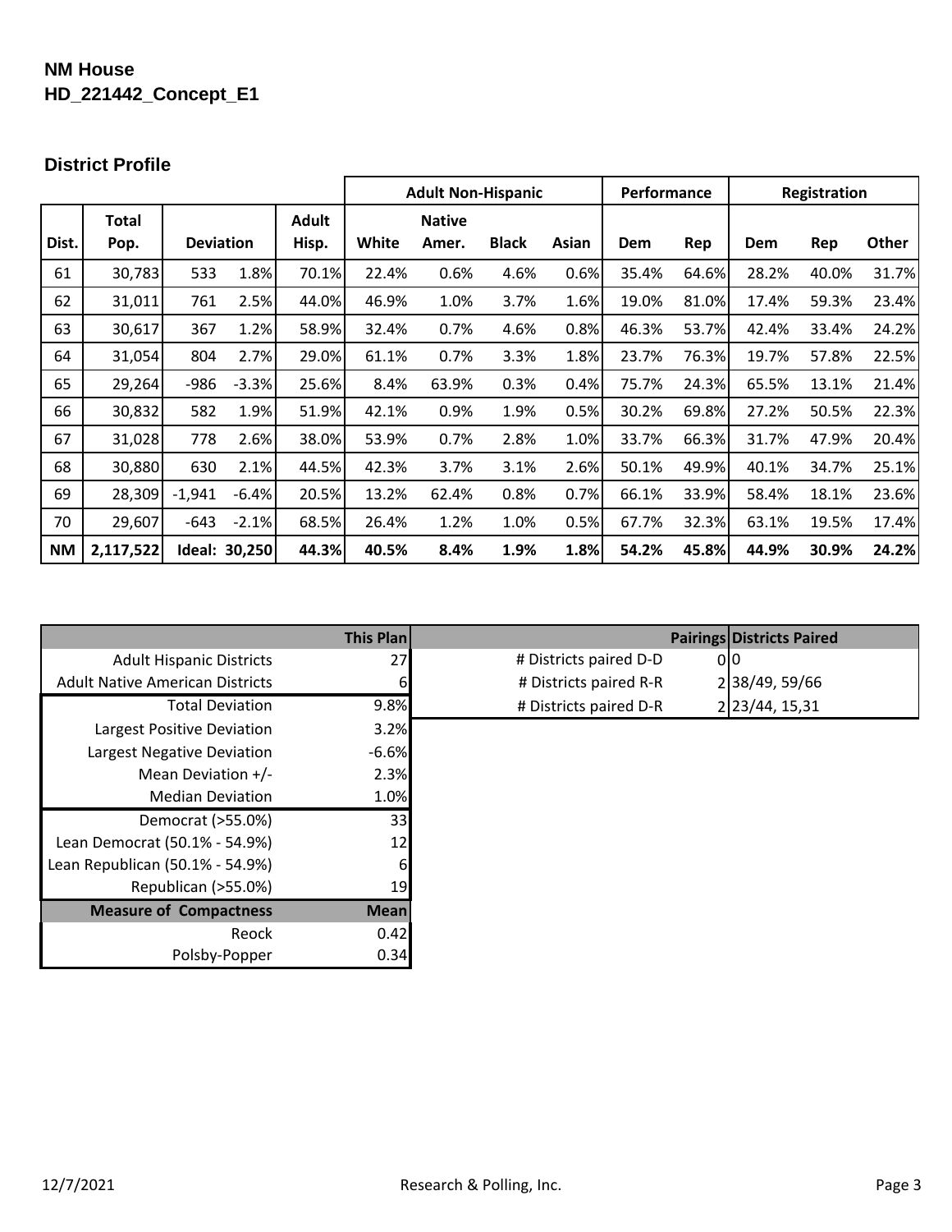**NM House**
**HD_221442_Concept_E1**

### District Profile

| | | | | | Adult Non-Hispanic | | | | Performance | | Registration | | |
|---|---|---|---|---|---|---|---|---|---|---|---|---|---|
| Dist. | Total Pop. | Deviation | | Adult Hisp. | White | Native Amer. | Black | Asian | Dem | Rep | Dem | Rep | Other |
| 61 | 30,783 | 533 | 1.8% | 70.1% | 22.4% | 0.6% | 4.6% | 0.6% | 35.4% | 64.6% | 28.2% | 40.0% | 31.7% |
| 62 | 31,011 | 761 | 2.5% | 44.0% | 46.9% | 1.0% | 3.7% | 1.6% | 19.0% | 81.0% | 17.4% | 59.3% | 23.4% |
| 63 | 30,617 | 367 | 1.2% | 58.9% | 32.4% | 0.7% | 4.6% | 0.8% | 46.3% | 53.7% | 42.4% | 33.4% | 24.2% |
| 64 | 31,054 | 804 | 2.7% | 29.0% | 61.1% | 0.7% | 3.3% | 1.8% | 23.7% | 76.3% | 19.7% | 57.8% | 22.5% |
| 65 | 29,264 | -986 | -3.3% | 25.6% | 8.4% | 63.9% | 0.3% | 0.4% | 75.7% | 24.3% | 65.5% | 13.1% | 21.4% |
| 66 | 30,832 | 582 | 1.9% | 51.9% | 42.1% | 0.9% | 1.9% | 0.5% | 30.2% | 69.8% | 27.2% | 50.5% | 22.3% |
| 67 | 31,028 | 778 | 2.6% | 38.0% | 53.9% | 0.7% | 2.8% | 1.0% | 33.7% | 66.3% | 31.7% | 47.9% | 20.4% |
| 68 | 30,880 | 630 | 2.1% | 44.5% | 42.3% | 3.7% | 3.1% | 2.6% | 50.1% | 49.9% | 40.1% | 34.7% | 25.1% |
| 69 | 28,309 | -1,941 | -6.4% | 20.5% | 13.2% | 62.4% | 0.8% | 0.7% | 66.1% | 33.9% | 58.4% | 18.1% | 23.6% |
| 70 | 29,607 | -643 | -2.1% | 68.5% | 26.4% | 1.2% | 1.0% | 0.5% | 67.7% | 32.3% | 63.1% | 19.5% | 17.4% |
| **NM** | **2,117,522** | **Ideal: 30,250** | | **44.3%** | **40.5%** | **8.4%** | **1.9%** | **1.8%** | **54.2%** | **45.8%** | **44.9%** | **30.9%** | **24.2%** |

| | This Plan |
|---|---|
| Adult Hispanic Districts | 27 |
| Adult Native American Districts | 6 |
| Total Deviation | 9.8% |
| Largest Positive Deviation | 3.2% |
| Largest Negative Deviation | -6.6% |
| Mean Deviation +/- | 2.3% |
| Median Deviation | 1.0% |
| Democrat (>55.0%) | 33 |
| Lean Democrat (50.1% - 54.9%) | 12 |
| Lean Republican (50.1% - 54.9%) | 6 |
| Republican (>55.0%) | 19 |
| **Measure of Compactness** | **Mean** |
| Reock | 0.42 |
| Polsby-Popper | 0.34 |

| | Pairings | Districts Paired |
|---|---|---|
| # Districts paired D-D | 0 | 0 |
| # Districts paired R-R | 2 | 38/49, 59/66 |
| # Districts paired D-R | 2 | 23/44, 15,31 |

12/7/2021 Research & Polling, Inc.